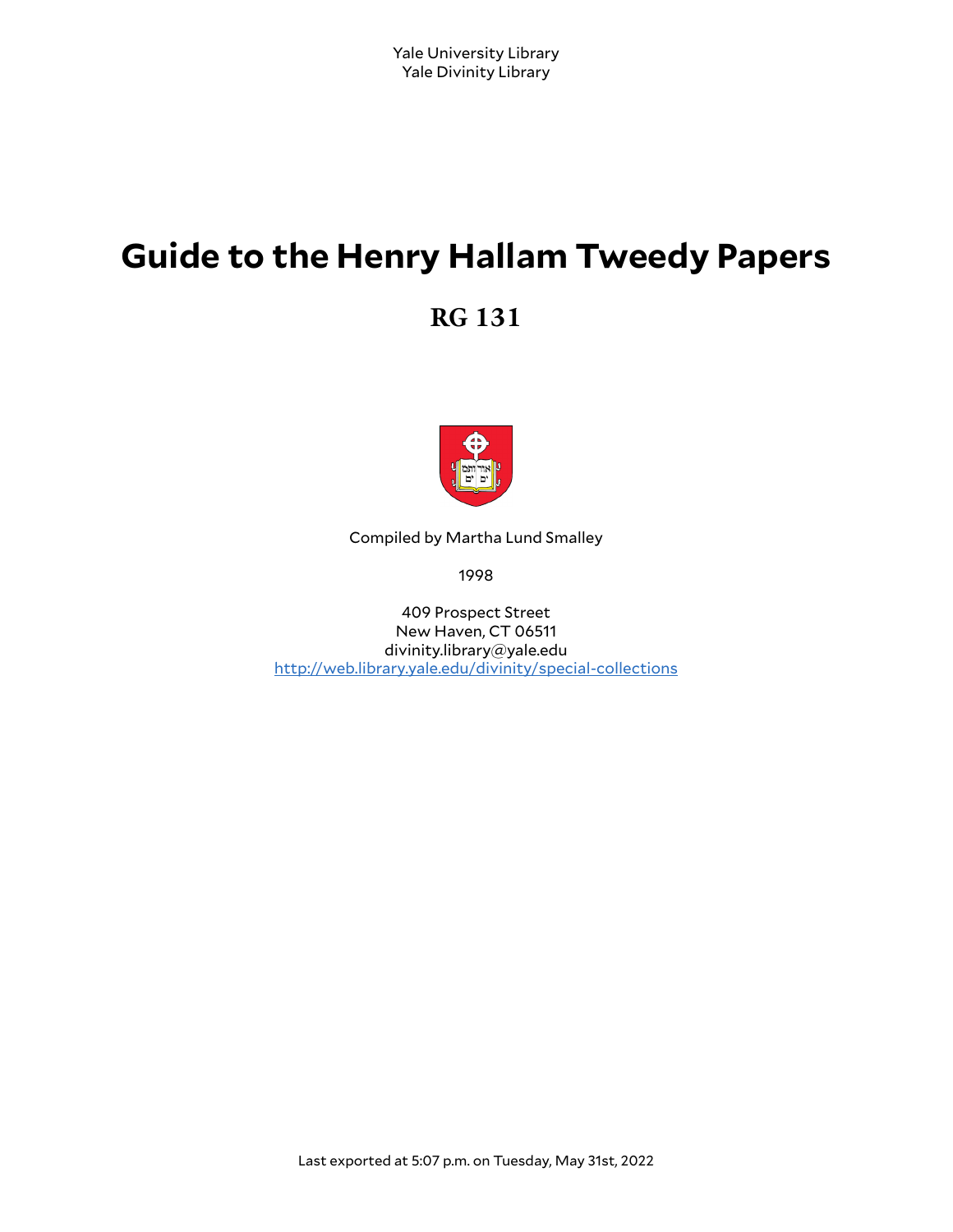Yale University Library
Yale Divinity Library

# Guide to the Henry Hallam Tweedy Papers

## RG 131

Compiled by Martha Lund Smalley

1998

409 Prospect Street
New Haven, CT 06511
divinity.library@yale.edu
http://web.library.yale.edu/divinity/special-collections

Last exported at 5:07 p.m. on Tuesday, May 31st, 2022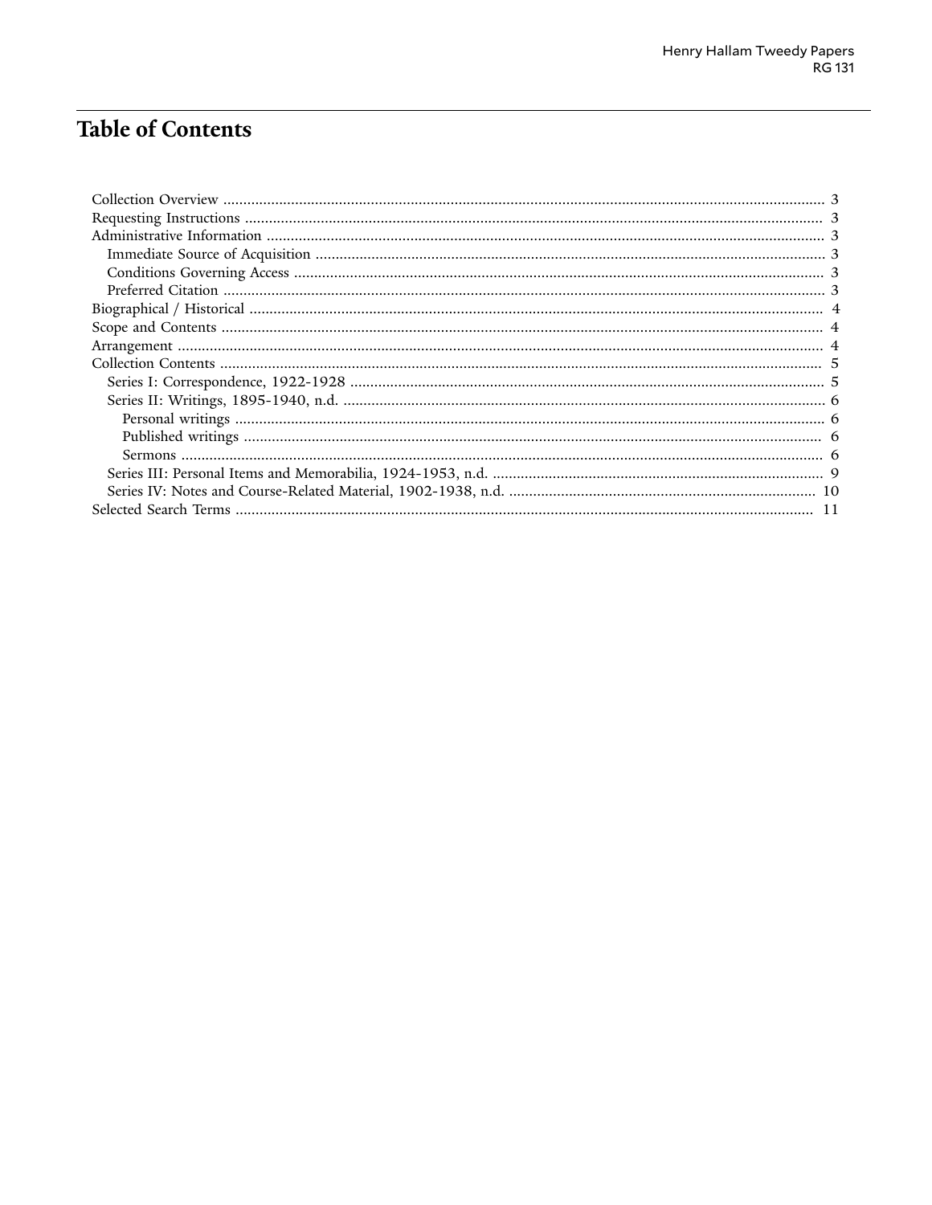# Table of Contents

- Collection Overview ... 3
- Requesting Instructions ... 3
- Administrative Information ... 3
  - Immediate Source of Acquisition ... 3
  - Conditions Governing Access ... 3
  - Preferred Citation ... 3
- Biographical / Historical ... 4
- Scope and Contents ... 4
- Arrangement ... 4
- Collection Contents ... 5
  - Series I: Correspondence, 1922-1928 ... 5
  - Series II: Writings, 1895-1940, n.d. ... 6
    - Personal writings ... 6
    - Published writings ... 6
    - Sermons ... 6
  - Series III: Personal Items and Memorabilia, 1924-1953, n.d. ... 9
  - Series IV: Notes and Course-Related Material, 1902-1938, n.d. ... 10
- Selected Search Terms ... 11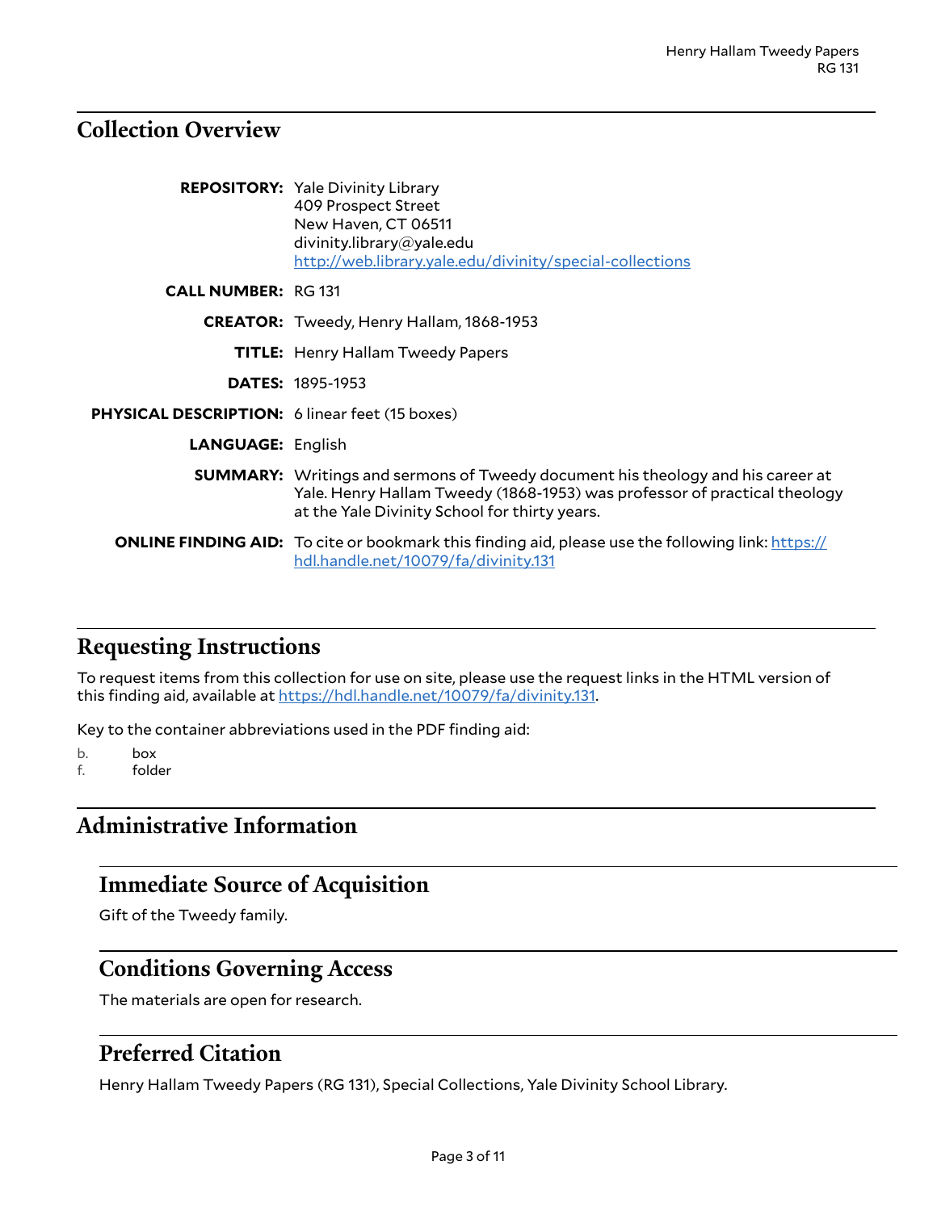## Collection Overview

**REPOSITORY:** Yale Divinity Library
409 Prospect Street
New Haven, CT 06511
divinity.library@yale.edu
http://web.library.yale.edu/divinity/special-collections

**CALL NUMBER:** RG 131

**CREATOR:** Tweedy, Henry Hallam, 1868-1953

**TITLE:** Henry Hallam Tweedy Papers

**DATES:** 1895-1953

**PHYSICAL DESCRIPTION:** 6 linear feet (15 boxes)

**LANGUAGE:** English

**SUMMARY:** Writings and sermons of Tweedy document his theology and his career at Yale. Henry Hallam Tweedy (1868-1953) was professor of practical theology at the Yale Divinity School for thirty years.

**ONLINE FINDING AID:** To cite or bookmark this finding aid, please use the following link: https://hdl.handle.net/10079/fa/divinity.131

## Requesting Instructions

To request items from this collection for use on site, please use the request links in the HTML version of this finding aid, available at https://hdl.handle.net/10079/fa/divinity.131.

Key to the container abbreviations used in the PDF finding aid:

b. box
f. folder

## Administrative Information

### Immediate Source of Acquisition

Gift of the Tweedy family.

### Conditions Governing Access

The materials are open for research.

### Preferred Citation

Henry Hallam Tweedy Papers (RG 131), Special Collections, Yale Divinity School Library.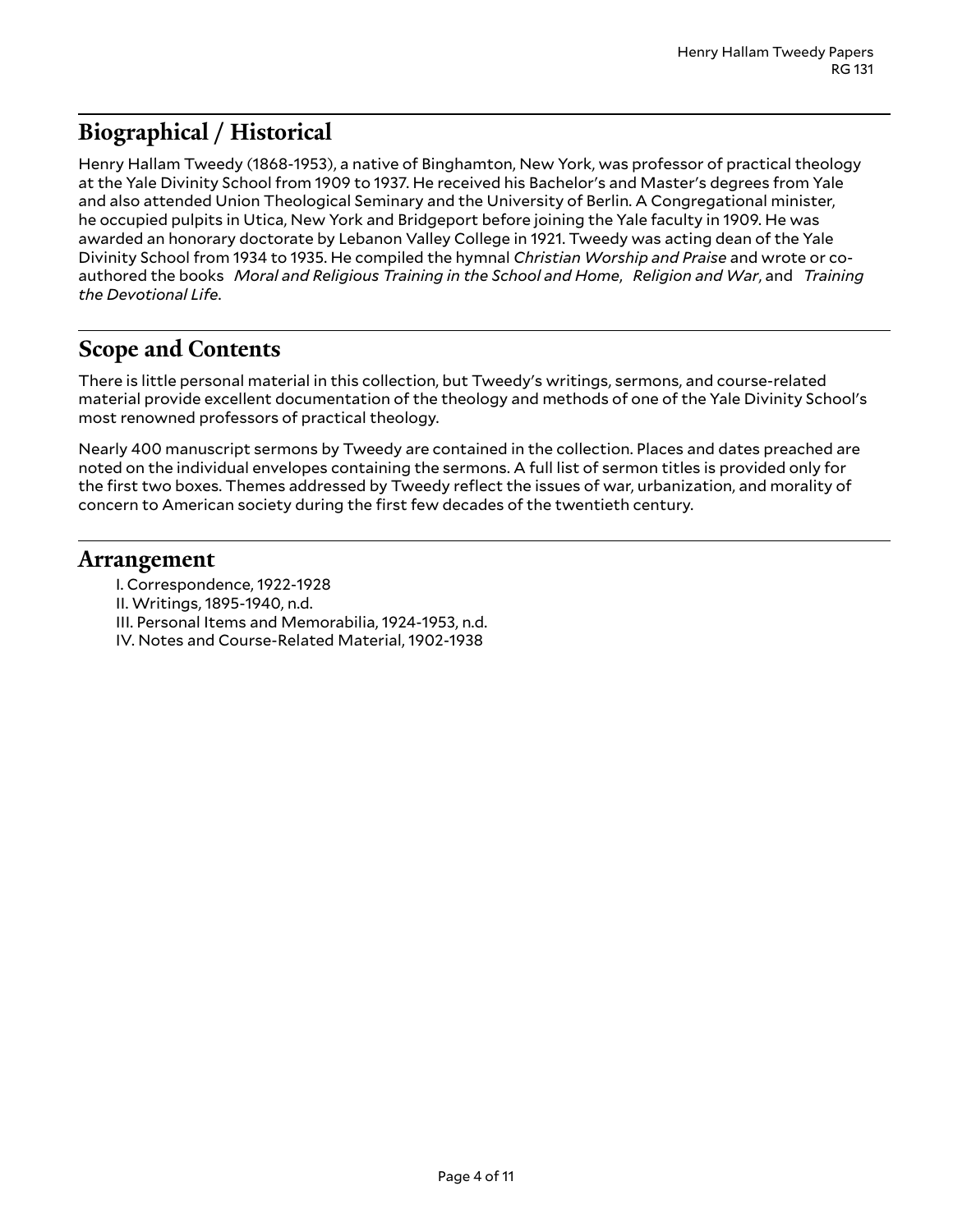## Biographical / Historical

Henry Hallam Tweedy (1868-1953), a native of Binghamton, New York, was professor of practical theology at the Yale Divinity School from 1909 to 1937. He received his Bachelor's and Master's degrees from Yale and also attended Union Theological Seminary and the University of Berlin. A Congregational minister, he occupied pulpits in Utica, New York and Bridgeport before joining the Yale faculty in 1909. He was awarded an honorary doctorate by Lebanon Valley College in 1921. Tweedy was acting dean of the Yale Divinity School from 1934 to 1935. He compiled the hymnal *Christian Worship and Praise* and wrote or co-authored the books *Moral and Religious Training in the School and Home*, *Religion and War*, and *Training the Devotional Life*.

## Scope and Contents

There is little personal material in this collection, but Tweedy's writings, sermons, and course-related material provide excellent documentation of the theology and methods of one of the Yale Divinity School's most renowned professors of practical theology.

Nearly 400 manuscript sermons by Tweedy are contained in the collection. Places and dates preached are noted on the individual envelopes containing the sermons. A full list of sermon titles is provided only for the first two boxes. Themes addressed by Tweedy reflect the issues of war, urbanization, and morality of concern to American society during the first few decades of the twentieth century.

## Arrangement

I. Correspondence, 1922-1928
II. Writings, 1895-1940, n.d.
III. Personal Items and Memorabilia, 1924-1953, n.d.
IV. Notes and Course-Related Material, 1902-1938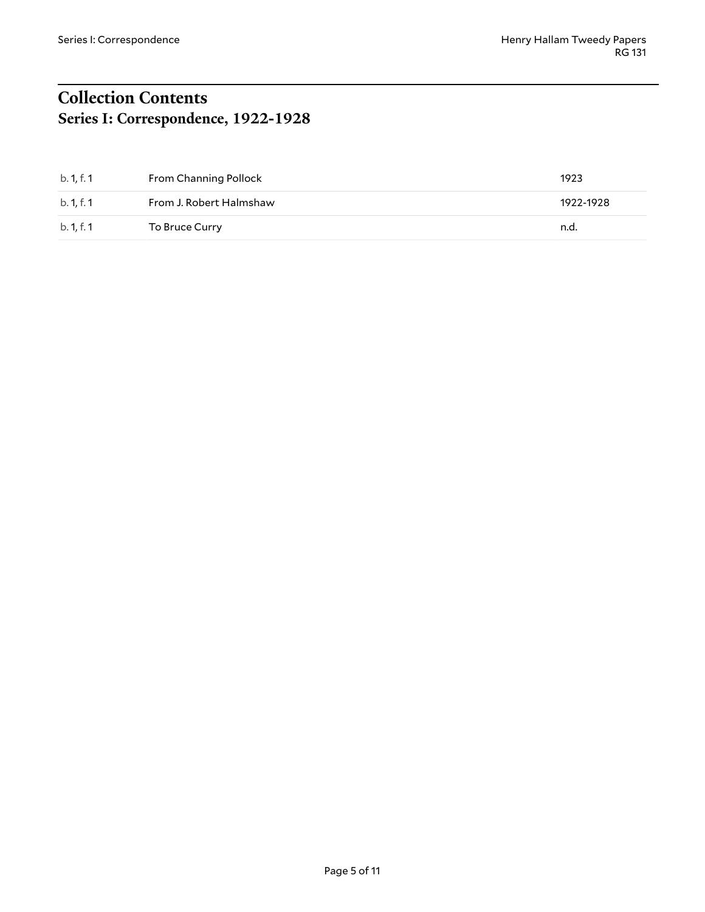# Collection Contents
## Series I: Correspondence, 1922-1928

| | | |
|---|---|---|
| b. 1, f. 1 | From Channing Pollock | 1923 |
| b. 1, f. 1 | From J. Robert Halmshaw | 1922-1928 |
| b. 1, f. 1 | To Bruce Curry | n.d. |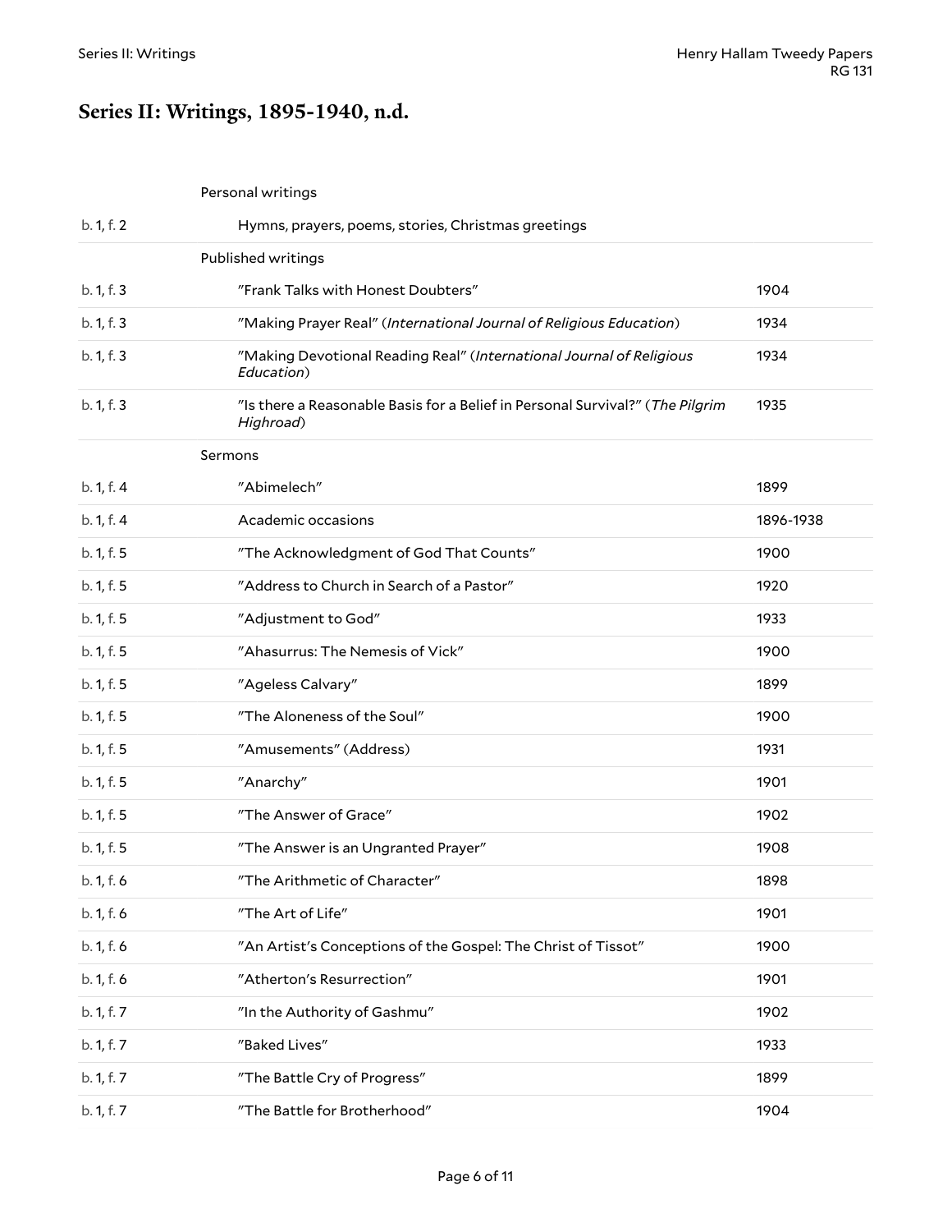## Series II: Writings, 1895-1940, n.d.

| | | |
|---|---|---|
| | Personal writings | |
| b. 1, f. 2 | Hymns, prayers, poems, stories, Christmas greetings | |
| | Published writings | |
| b. 1, f. 3 | "Frank Talks with Honest Doubters" | 1904 |
| b. 1, f. 3 | "Making Prayer Real" (*International Journal of Religious Education*) | 1934 |
| b. 1, f. 3 | "Making Devotional Reading Real" (*International Journal of Religious Education*) | 1934 |
| b. 1, f. 3 | "Is there a Reasonable Basis for a Belief in Personal Survival?" (*The Pilgrim Highroad*) | 1935 |
| | Sermons | |
| b. 1, f. 4 | "Abimelech" | 1899 |
| b. 1, f. 4 | Academic occasions | 1896-1938 |
| b. 1, f. 5 | "The Acknowledgment of God That Counts" | 1900 |
| b. 1, f. 5 | "Address to Church in Search of a Pastor" | 1920 |
| b. 1, f. 5 | "Adjustment to God" | 1933 |
| b. 1, f. 5 | "Ahasurrus: The Nemesis of Vick" | 1900 |
| b. 1, f. 5 | "Ageless Calvary" | 1899 |
| b. 1, f. 5 | "The Aloneness of the Soul" | 1900 |
| b. 1, f. 5 | "Amusements" (Address) | 1931 |
| b. 1, f. 5 | "Anarchy" | 1901 |
| b. 1, f. 5 | "The Answer of Grace" | 1902 |
| b. 1, f. 5 | "The Answer is an Ungranted Prayer" | 1908 |
| b. 1, f. 6 | "The Arithmetic of Character" | 1898 |
| b. 1, f. 6 | "The Art of Life" | 1901 |
| b. 1, f. 6 | "An Artist's Conceptions of the Gospel: The Christ of Tissot" | 1900 |
| b. 1, f. 6 | "Atherton's Resurrection" | 1901 |
| b. 1, f. 7 | "In the Authority of Gashmu" | 1902 |
| b. 1, f. 7 | "Baked Lives" | 1933 |
| b. 1, f. 7 | "The Battle Cry of Progress" | 1899 |
| b. 1, f. 7 | "The Battle for Brotherhood" | 1904 |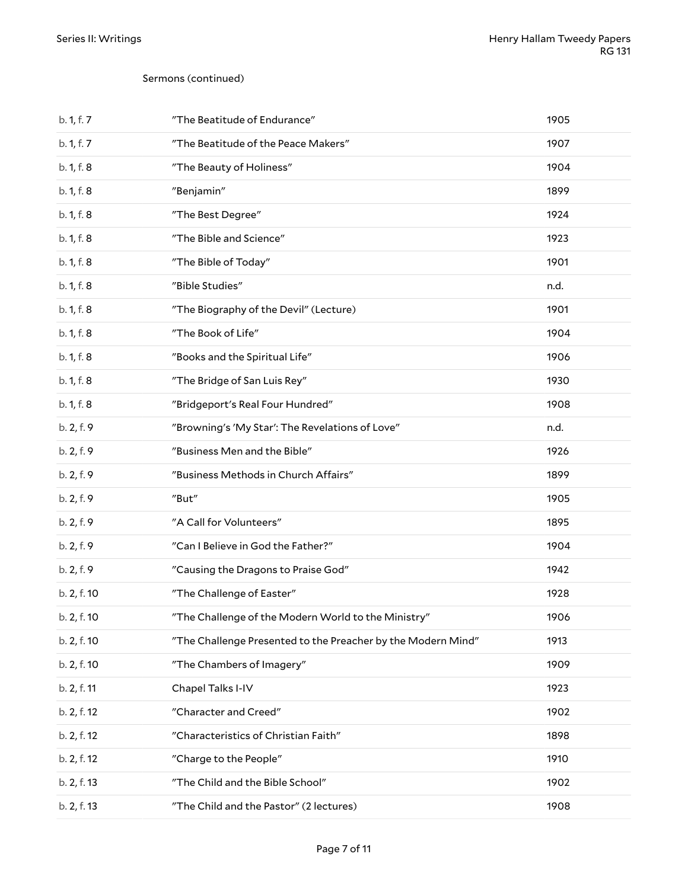Sermons (continued)

| | | |
|---|---|---|
| b. 1, f. 7 | "The Beatitude of Endurance" | 1905 |
| b. 1, f. 7 | "The Beatitude of the Peace Makers" | 1907 |
| b. 1, f. 8 | "The Beauty of Holiness" | 1904 |
| b. 1, f. 8 | "Benjamin" | 1899 |
| b. 1, f. 8 | "The Best Degree" | 1924 |
| b. 1, f. 8 | "The Bible and Science" | 1923 |
| b. 1, f. 8 | "The Bible of Today" | 1901 |
| b. 1, f. 8 | "Bible Studies" | n.d. |
| b. 1, f. 8 | "The Biography of the Devil" (Lecture) | 1901 |
| b. 1, f. 8 | "The Book of Life" | 1904 |
| b. 1, f. 8 | "Books and the Spiritual Life" | 1906 |
| b. 1, f. 8 | "The Bridge of San Luis Rey" | 1930 |
| b. 1, f. 8 | "Bridgeport's Real Four Hundred" | 1908 |
| b. 2, f. 9 | "Browning's 'My Star': The Revelations of Love" | n.d. |
| b. 2, f. 9 | "Business Men and the Bible" | 1926 |
| b. 2, f. 9 | "Business Methods in Church Affairs" | 1899 |
| b. 2, f. 9 | "But" | 1905 |
| b. 2, f. 9 | "A Call for Volunteers" | 1895 |
| b. 2, f. 9 | "Can I Believe in God the Father?" | 1904 |
| b. 2, f. 9 | "Causing the Dragons to Praise God" | 1942 |
| b. 2, f. 10 | "The Challenge of Easter" | 1928 |
| b. 2, f. 10 | "The Challenge of the Modern World to the Ministry" | 1906 |
| b. 2, f. 10 | "The Challenge Presented to the Preacher by the Modern Mind" | 1913 |
| b. 2, f. 10 | "The Chambers of Imagery" | 1909 |
| b. 2, f. 11 | Chapel Talks I-IV | 1923 |
| b. 2, f. 12 | "Character and Creed" | 1902 |
| b. 2, f. 12 | "Characteristics of Christian Faith" | 1898 |
| b. 2, f. 12 | "Charge to the People" | 1910 |
| b. 2, f. 13 | "The Child and the Bible School" | 1902 |
| b. 2, f. 13 | "The Child and the Pastor" (2 lectures) | 1908 |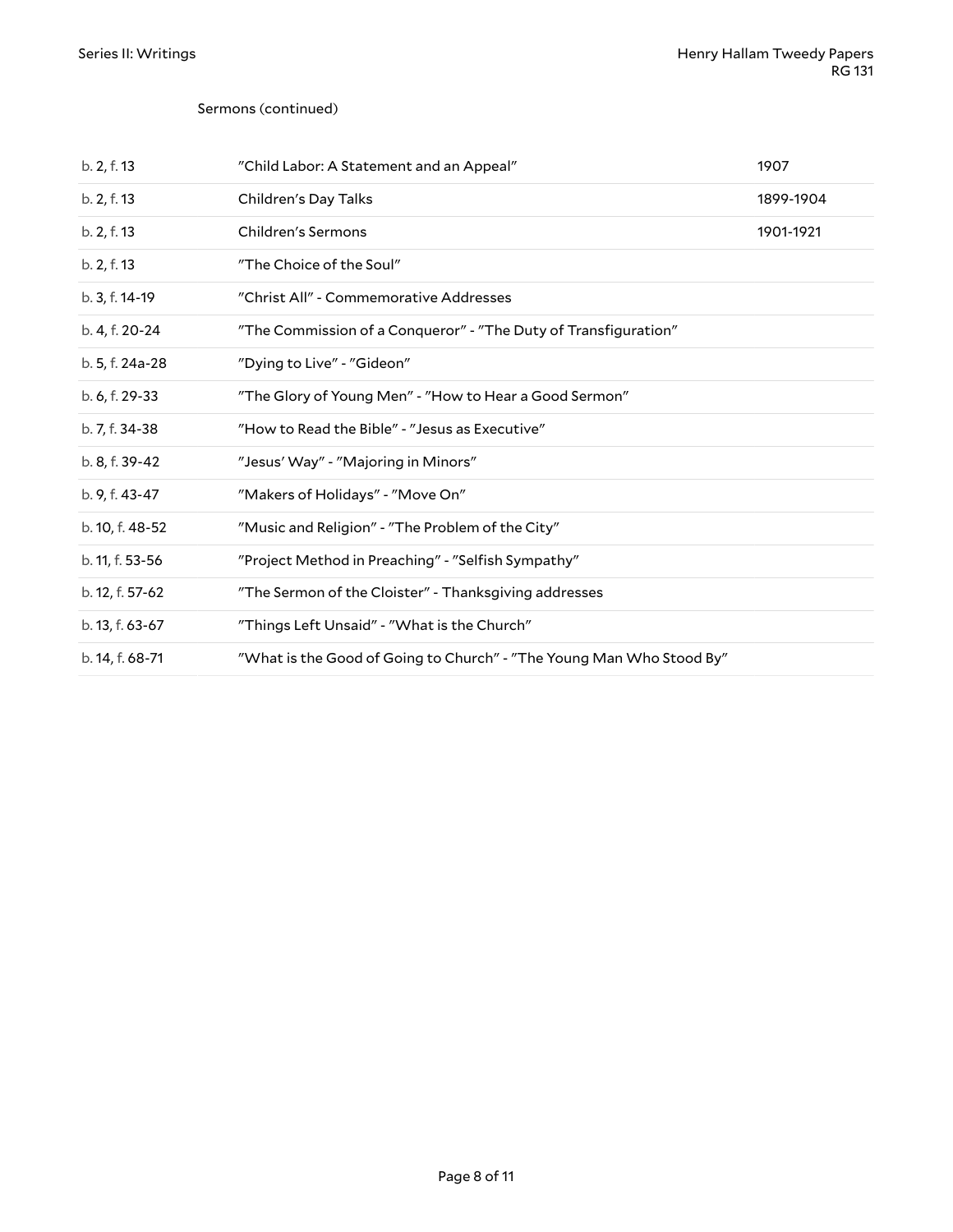Sermons (continued)

| | | |
|---|---|---|
| b. 2, f. 13 | "Child Labor: A Statement and an Appeal" | 1907 |
| b. 2, f. 13 | Children's Day Talks | 1899-1904 |
| b. 2, f. 13 | Children's Sermons | 1901-1921 |
| b. 2, f. 13 | "The Choice of the Soul" | |
| b. 3, f. 14-19 | "Christ All" - Commemorative Addresses | |
| b. 4, f. 20-24 | "The Commission of a Conqueror" - "The Duty of Transfiguration" | |
| b. 5, f. 24a-28 | "Dying to Live" - "Gideon" | |
| b. 6, f. 29-33 | "The Glory of Young Men" - "How to Hear a Good Sermon" | |
| b. 7, f. 34-38 | "How to Read the Bible" - "Jesus as Executive" | |
| b. 8, f. 39-42 | "Jesus' Way" - "Majoring in Minors" | |
| b. 9, f. 43-47 | "Makers of Holidays" - "Move On" | |
| b. 10, f. 48-52 | "Music and Religion" - "The Problem of the City" | |
| b. 11, f. 53-56 | "Project Method in Preaching" - "Selfish Sympathy" | |
| b. 12, f. 57-62 | "The Sermon of the Cloister" - Thanksgiving addresses | |
| b. 13, f. 63-67 | "Things Left Unsaid" - "What is the Church" | |
| b. 14, f. 68-71 | "What is the Good of Going to Church" - "The Young Man Who Stood By" | |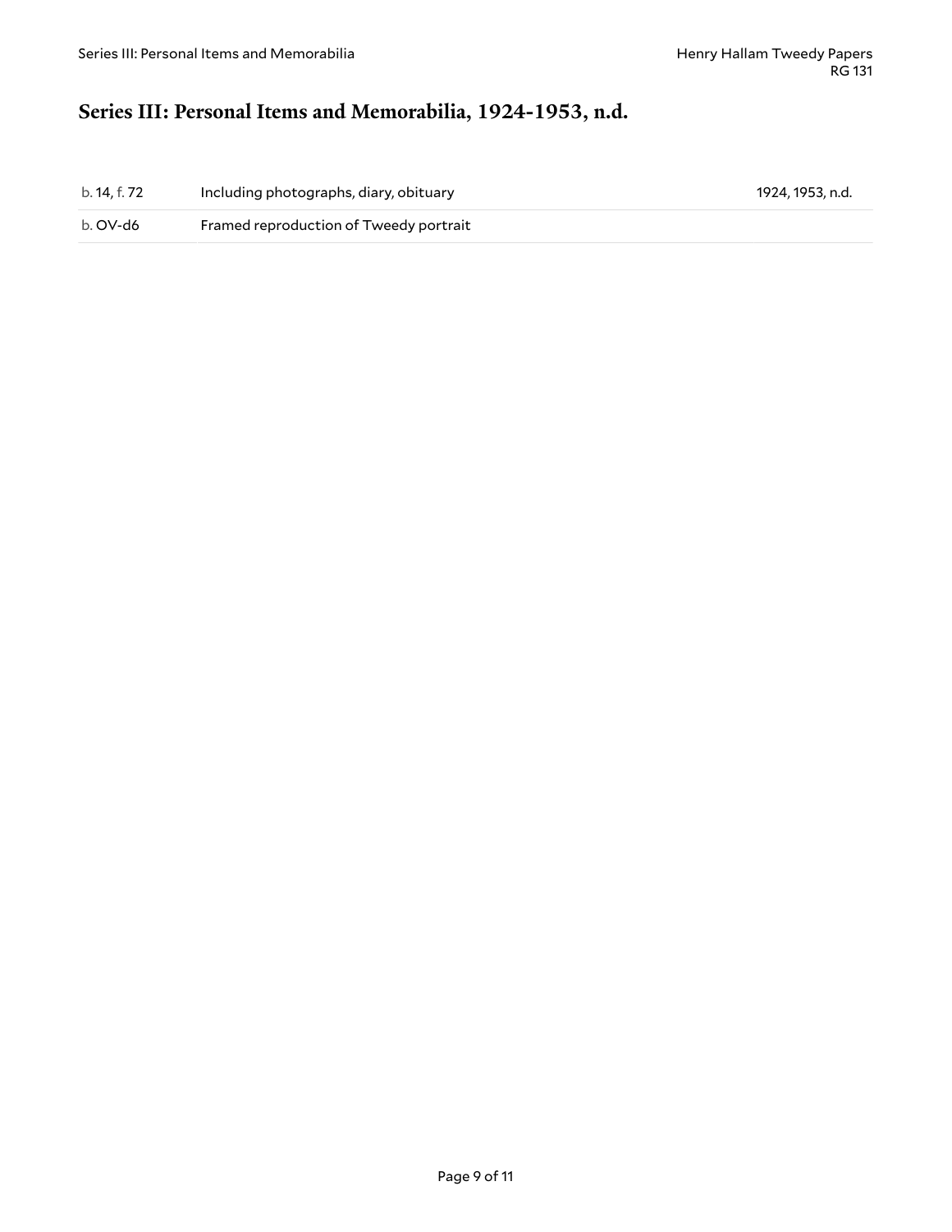## Series III: Personal Items and Memorabilia, 1924-1953, n.d.

| | | |
|---|---|---|
| b. 14, f. 72 | Including photographs, diary, obituary | 1924, 1953, n.d. |
| b. OV-d6 | Framed reproduction of Tweedy portrait | |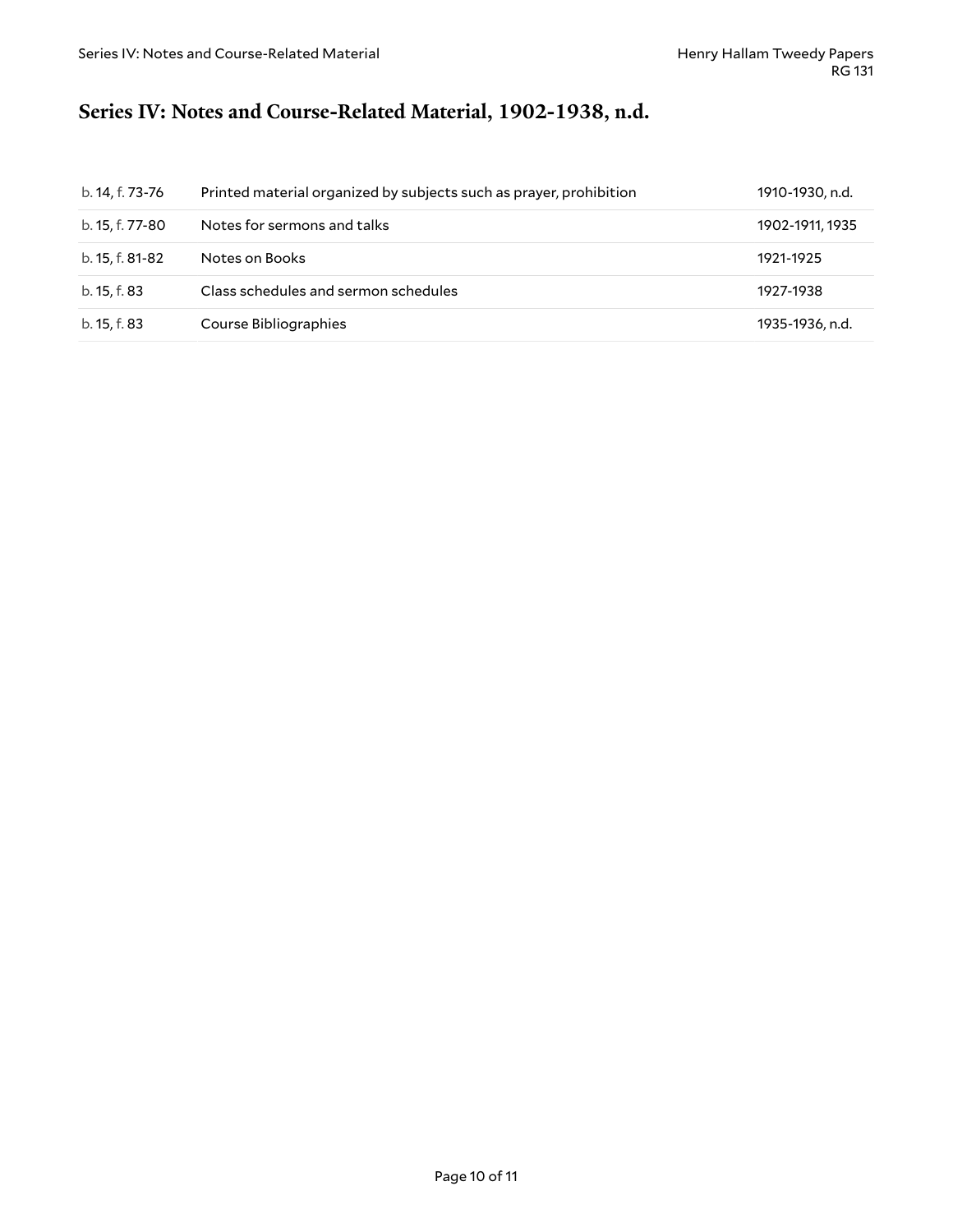# Series IV: Notes and Course-Related Material, 1902-1938, n.d.

| | | |
|---|---|---|
| b. 14, f. 73-76 | Printed material organized by subjects such as prayer, prohibition | 1910-1930, n.d. |
| b. 15, f. 77-80 | Notes for sermons and talks | 1902-1911, 1935 |
| b. 15, f. 81-82 | Notes on Books | 1921-1925 |
| b. 15, f. 83 | Class schedules and sermon schedules | 1927-1938 |
| b. 15, f. 83 | Course Bibliographies | 1935-1936, n.d. |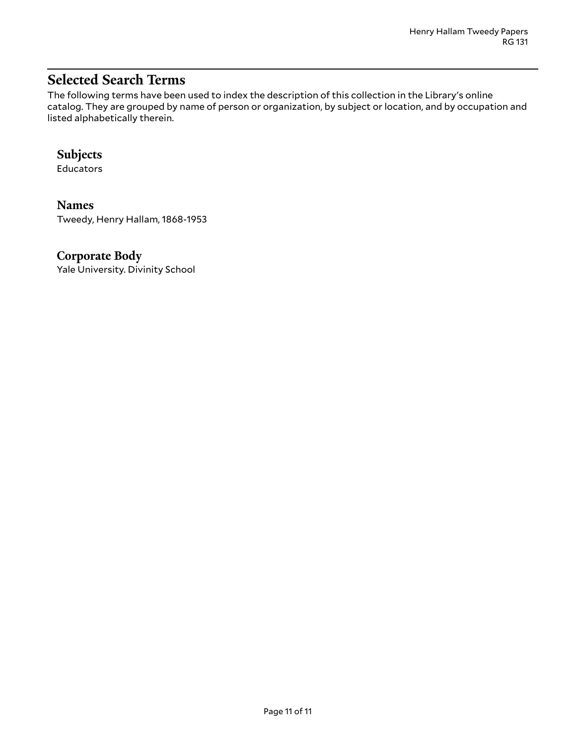## Selected Search Terms

The following terms have been used to index the description of this collection in the Library's online catalog. They are grouped by name of person or organization, by subject or location, and by occupation and listed alphabetically therein.

### Subjects

Educators

### Names

Tweedy, Henry Hallam, 1868-1953

### Corporate Body

Yale University. Divinity School